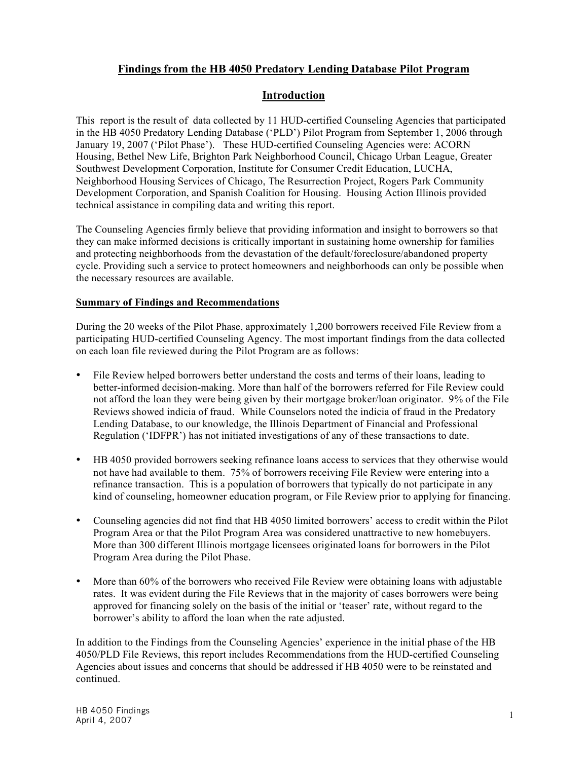# Findings from the HB 4050 Predatory Lending Database Pilot Program

## Introduction

This report is the result of data collected by 11 HUD-certified Counseling Agencies that participated in the HB 4050 Predatory Lending Database ('PLD') Pilot Program from September 1, 2006 through January 19, 2007 ('Pilot Phase'). These HUD-certified Counseling Agencies were: ACORN Housing, Bethel New Life, Brighton Park Neighborhood Council, Chicago Urban League, Greater Southwest Development Corporation, Institute for Consumer Credit Education, LUCHA, Neighborhood Housing Services of Chicago, The Resurrection Project, Rogers Park Community Development Corporation, and Spanish Coalition for Housing. Housing Action Illinois provided technical assistance in compiling data and writing this report.

The Counseling Agencies firmly believe that providing information and insight to borrowers so that they can make informed decisions is critically important in sustaining home ownership for families and protecting neighborhoods from the devastation of the default/foreclosure/abandoned property cycle. Providing such a service to protect homeowners and neighborhoods can only be possible when the necessary resources are available.

### Summary of Findings and Recommendations

During the 20 weeks of the Pilot Phase, approximately 1,200 borrowers received File Review from a participating HUD-certified Counseling Agency. The most important findings from the data collected on each loan file reviewed during the Pilot Program are as follows:

- File Review helped borrowers better understand the costs and terms of their loans, leading to better-informed decision-making. More than half of the borrowers referred for File Review could not afford the loan they were being given by their mortgage broker/loan originator. 9% of the File Reviews showed indicia of fraud. While Counselors noted the indicia of fraud in the Predatory Lending Database, to our knowledge, the Illinois Department of Financial and Professional Regulation ('IDFPR') has not initiated investigations of any of these transactions to date.

- HB 4050 provided borrowers seeking refinance loans access to services that they otherwise would not have had available to them. 75% of borrowers receiving File Review were entering into a refinance transaction. This is a population of borrowers that typically do not participate in any kind of counseling, homeowner education program, or File Review prior to applying for financing.

- Counseling agencies did not find that HB 4050 limited borrowers' access to credit within the Pilot Program Area or that the Pilot Program Area was considered unattractive to new homebuyers. More than 300 different Illinois mortgage licensees originated loans for borrowers in the Pilot Program Area during the Pilot Phase.

- More than 60% of the borrowers who received File Review were obtaining loans with adjustable rates. It was evident during the File Reviews that in the majority of cases borrowers were being approved for financing solely on the basis of the initial or 'teaser' rate, without regard to the borrower's ability to afford the loan when the rate adjusted.

In addition to the Findings from the Counseling Agencies' experience in the initial phase of the HB 4050/PLD File Reviews, this report includes Recommendations from the HUD-certified Counseling Agencies about issues and concerns that should be addressed if HB 4050 were to be reinstated and continued.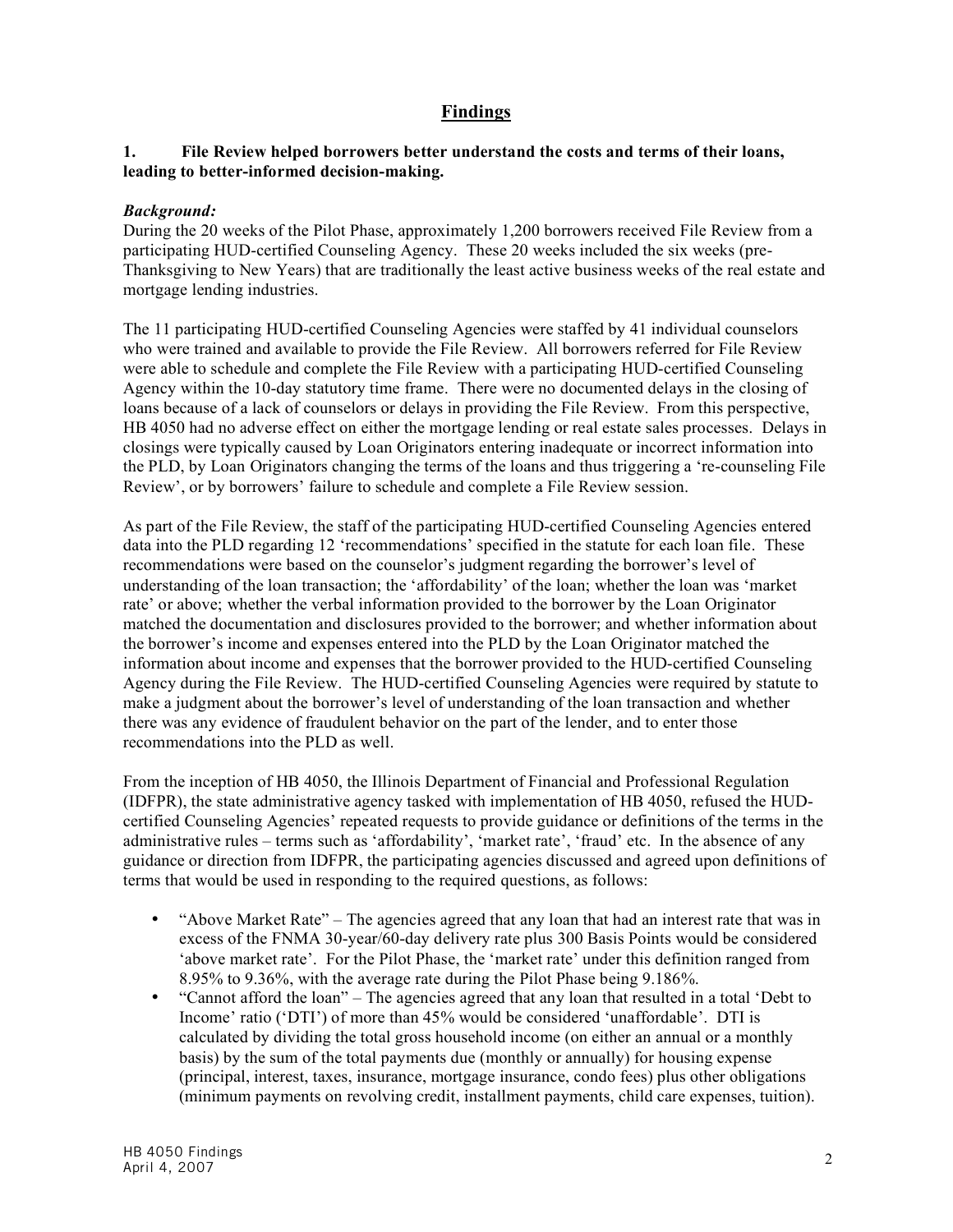# Findings

## 1. File Review helped borrowers better understand the costs and terms of their loans, leading to better-informed decision-making.

***Background:***

During the 20 weeks of the Pilot Phase, approximately 1,200 borrowers received File Review from a participating HUD-certified Counseling Agency. These 20 weeks included the six weeks (pre-Thanksgiving to New Years) that are traditionally the least active business weeks of the real estate and mortgage lending industries.

The 11 participating HUD-certified Counseling Agencies were staffed by 41 individual counselors who were trained and available to provide the File Review. All borrowers referred for File Review were able to schedule and complete the File Review with a participating HUD-certified Counseling Agency within the 10-day statutory time frame. There were no documented delays in the closing of loans because of a lack of counselors or delays in providing the File Review. From this perspective, HB 4050 had no adverse effect on either the mortgage lending or real estate sales processes. Delays in closings were typically caused by Loan Originators entering inadequate or incorrect information into the PLD, by Loan Originators changing the terms of the loans and thus triggering a 're-counseling File Review', or by borrowers' failure to schedule and complete a File Review session.

As part of the File Review, the staff of the participating HUD-certified Counseling Agencies entered data into the PLD regarding 12 'recommendations' specified in the statute for each loan file. These recommendations were based on the counselor's judgment regarding the borrower's level of understanding of the loan transaction; the 'affordability' of the loan; whether the loan was 'market rate' or above; whether the verbal information provided to the borrower by the Loan Originator matched the documentation and disclosures provided to the borrower; and whether information about the borrower's income and expenses entered into the PLD by the Loan Originator matched the information about income and expenses that the borrower provided to the HUD-certified Counseling Agency during the File Review. The HUD-certified Counseling Agencies were required by statute to make a judgment about the borrower's level of understanding of the loan transaction and whether there was any evidence of fraudulent behavior on the part of the lender, and to enter those recommendations into the PLD as well.

From the inception of HB 4050, the Illinois Department of Financial and Professional Regulation (IDFPR), the state administrative agency tasked with implementation of HB 4050, refused the HUD-certified Counseling Agencies' repeated requests to provide guidance or definitions of the terms in the administrative rules – terms such as 'affordability', 'market rate', 'fraud' etc. In the absence of any guidance or direction from IDFPR, the participating agencies discussed and agreed upon definitions of terms that would be used in responding to the required questions, as follows:

- "Above Market Rate" – The agencies agreed that any loan that had an interest rate that was in excess of the FNMA 30-year/60-day delivery rate plus 300 Basis Points would be considered 'above market rate'. For the Pilot Phase, the 'market rate' under this definition ranged from 8.95% to 9.36%, with the average rate during the Pilot Phase being 9.186%.
- "Cannot afford the loan" – The agencies agreed that any loan that resulted in a total 'Debt to Income' ratio ('DTI') of more than 45% would be considered 'unaffordable'. DTI is calculated by dividing the total gross household income (on either an annual or a monthly basis) by the sum of the total payments due (monthly or annually) for housing expense (principal, interest, taxes, insurance, mortgage insurance, condo fees) plus other obligations (minimum payments on revolving credit, installment payments, child care expenses, tuition).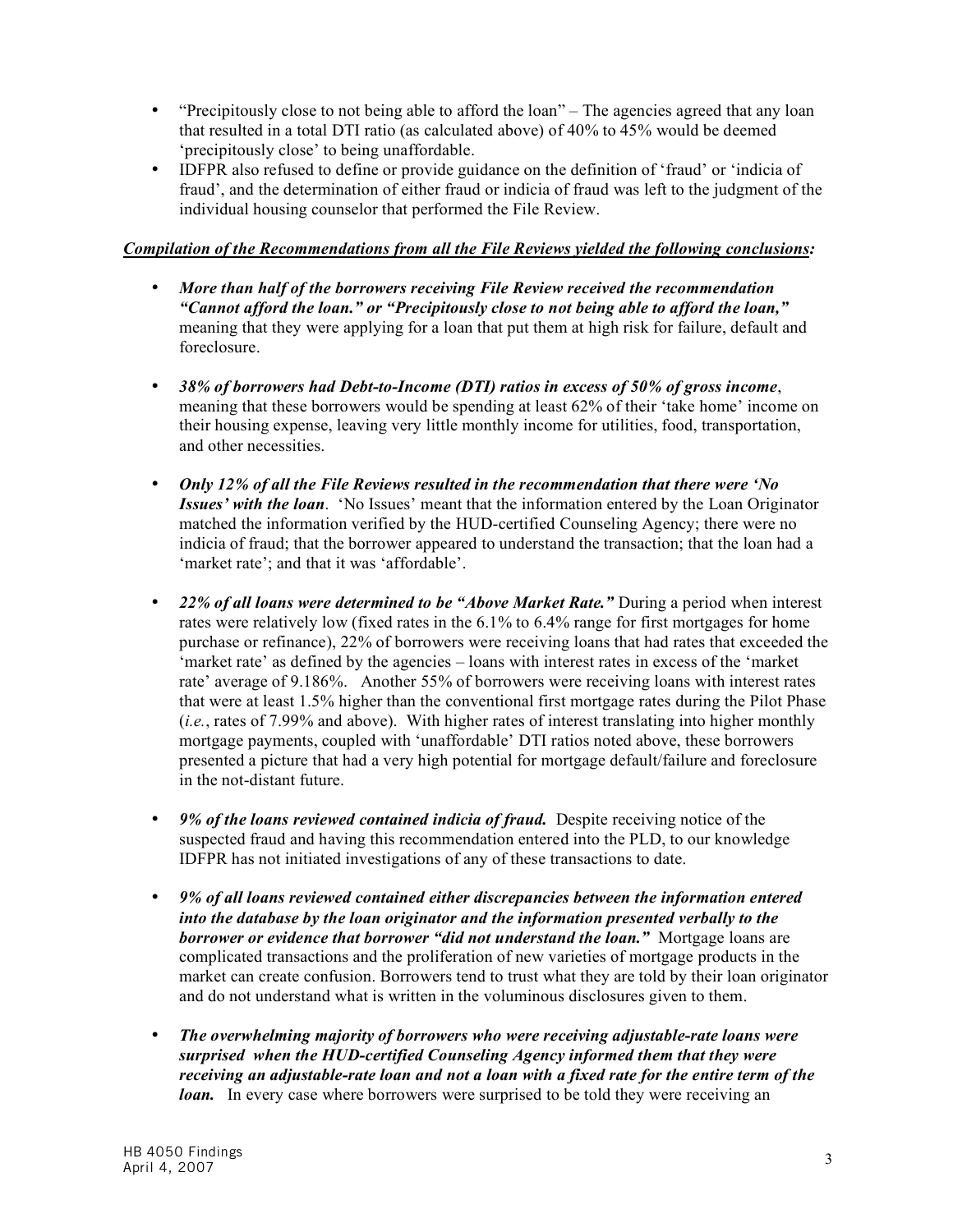- "Precipitously close to not being able to afford the loan" – The agencies agreed that any loan that resulted in a total DTI ratio (as calculated above) of 40% to 45% would be deemed 'precipitously close' to being unaffordable.
- IDFPR also refused to define or provide guidance on the definition of 'fraud' or 'indicia of fraud', and the determination of either fraud or indicia of fraud was left to the judgment of the individual housing counselor that performed the File Review.

***<u>Compilation of the Recommendations from all the File Reviews yielded the following conclusions</u>:***

- ***More than half of the borrowers receiving File Review received the recommendation "Cannot afford the loan." or "Precipitously close to not being able to afford the loan,"*** meaning that they were applying for a loan that put them at high risk for failure, default and foreclosure.

- ***38% of borrowers had Debt-to-Income (DTI) ratios in excess of 50% of gross income***, meaning that these borrowers would be spending at least 62% of their 'take home' income on their housing expense, leaving very little monthly income for utilities, food, transportation, and other necessities.

- ***Only 12% of all the File Reviews resulted in the recommendation that there were 'No Issues' with the loan***. 'No Issues' meant that the information entered by the Loan Originator matched the information verified by the HUD-certified Counseling Agency; there were no indicia of fraud; that the borrower appeared to understand the transaction; that the loan had a 'market rate'; and that it was 'affordable'.

- ***22% of all loans were determined to be "Above Market Rate."*** During a period when interest rates were relatively low (fixed rates in the 6.1% to 6.4% range for first mortgages for home purchase or refinance), 22% of borrowers were receiving loans that had rates that exceeded the 'market rate' as defined by the agencies – loans with interest rates in excess of the 'market rate' average of 9.186%. Another 55% of borrowers were receiving loans with interest rates that were at least 1.5% higher than the conventional first mortgage rates during the Pilot Phase (*i.e.*, rates of 7.99% and above). With higher rates of interest translating into higher monthly mortgage payments, coupled with 'unaffordable' DTI ratios noted above, these borrowers presented a picture that had a very high potential for mortgage default/failure and foreclosure in the not-distant future.

- ***9% of the loans reviewed contained indicia of fraud.*** Despite receiving notice of the suspected fraud and having this recommendation entered into the PLD, to our knowledge IDFPR has not initiated investigations of any of these transactions to date.

- ***9% of all loans reviewed contained either discrepancies between the information entered into the database by the loan originator and the information presented verbally to the borrower or evidence that borrower "did not understand the loan."*** Mortgage loans are complicated transactions and the proliferation of new varieties of mortgage products in the market can create confusion. Borrowers tend to trust what they are told by their loan originator and do not understand what is written in the voluminous disclosures given to them.

- ***The overwhelming majority of borrowers who were receiving adjustable-rate loans were surprised when the HUD-certified Counseling Agency informed them that they were receiving an adjustable-rate loan and not a loan with a fixed rate for the entire term of the loan.*** In every case where borrowers were surprised to be told they were receiving an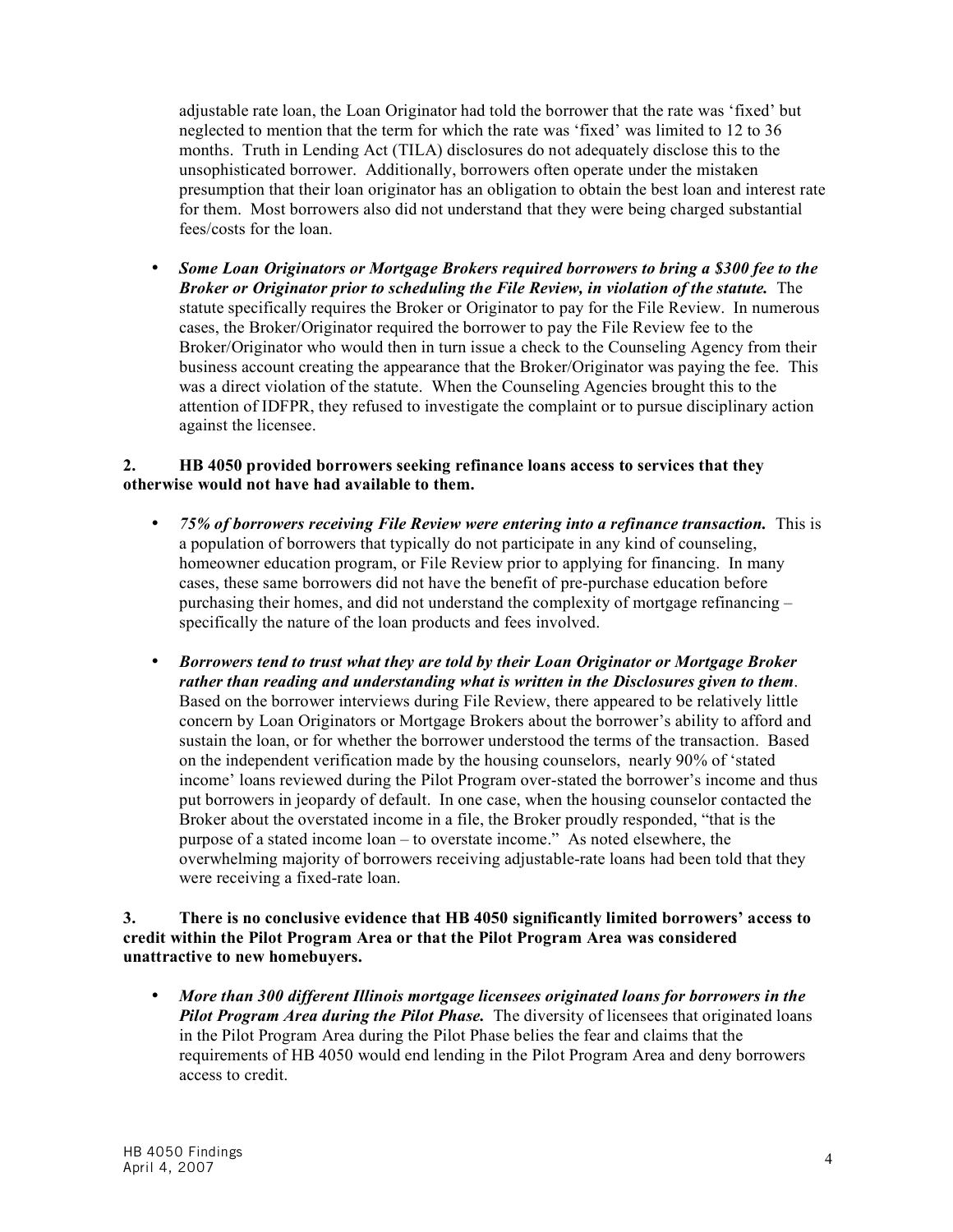adjustable rate loan, the Loan Originator had told the borrower that the rate was 'fixed' but neglected to mention that the term for which the rate was 'fixed' was limited to 12 to 36 months. Truth in Lending Act (TILA) disclosures do not adequately disclose this to the unsophisticated borrower. Additionally, borrowers often operate under the mistaken presumption that their loan originator has an obligation to obtain the best loan and interest rate for them. Most borrowers also did not understand that they were being charged substantial fees/costs for the loan.

- ***Some Loan Originators or Mortgage Brokers required borrowers to bring a $300 fee to the Broker or Originator prior to scheduling the File Review, in violation of the statute.*** The statute specifically requires the Broker or Originator to pay for the File Review. In numerous cases, the Broker/Originator required the borrower to pay the File Review fee to the Broker/Originator who would then in turn issue a check to the Counseling Agency from their business account creating the appearance that the Broker/Originator was paying the fee. This was a direct violation of the statute. When the Counseling Agencies brought this to the attention of IDFPR, they refused to investigate the complaint or to pursue disciplinary action against the licensee.

**2. HB 4050 provided borrowers seeking refinance loans access to services that they otherwise would not have had available to them.**

- ***75% of borrowers receiving File Review were entering into a refinance transaction.*** This is a population of borrowers that typically do not participate in any kind of counseling, homeowner education program, or File Review prior to applying for financing. In many cases, these same borrowers did not have the benefit of pre-purchase education before purchasing their homes, and did not understand the complexity of mortgage refinancing – specifically the nature of the loan products and fees involved.

- ***Borrowers tend to trust what they are told by their Loan Originator or Mortgage Broker rather than reading and understanding what is written in the Disclosures given to them***. Based on the borrower interviews during File Review, there appeared to be relatively little concern by Loan Originators or Mortgage Brokers about the borrower's ability to afford and sustain the loan, or for whether the borrower understood the terms of the transaction. Based on the independent verification made by the housing counselors, nearly 90% of 'stated income' loans reviewed during the Pilot Program over-stated the borrower's income and thus put borrowers in jeopardy of default. In one case, when the housing counselor contacted the Broker about the overstated income in a file, the Broker proudly responded, "that is the purpose of a stated income loan – to overstate income." As noted elsewhere, the overwhelming majority of borrowers receiving adjustable-rate loans had been told that they were receiving a fixed-rate loan.

**3. There is no conclusive evidence that HB 4050 significantly limited borrowers' access to credit within the Pilot Program Area or that the Pilot Program Area was considered unattractive to new homebuyers.**

- ***More than 300 different Illinois mortgage licensees originated loans for borrowers in the Pilot Program Area during the Pilot Phase.*** The diversity of licensees that originated loans in the Pilot Program Area during the Pilot Phase belies the fear and claims that the requirements of HB 4050 would end lending in the Pilot Program Area and deny borrowers access to credit.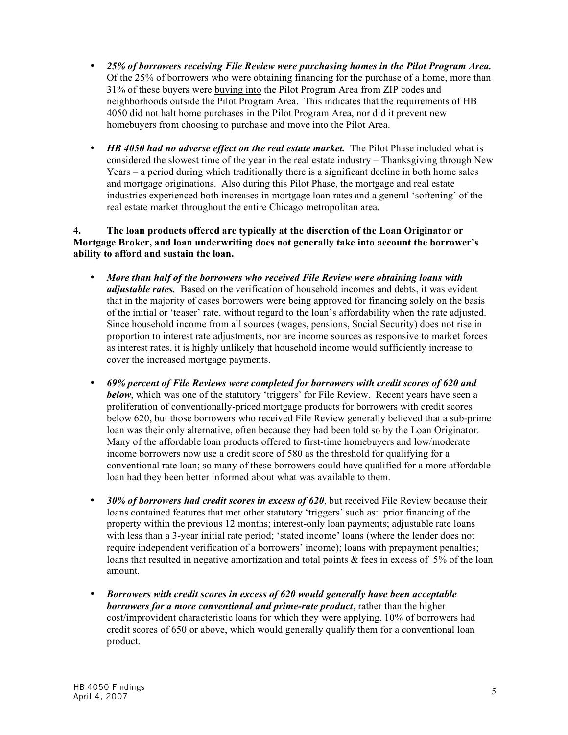- ***25% of borrowers receiving File Review were purchasing homes in the Pilot Program Area.*** Of the 25% of borrowers who were obtaining financing for the purchase of a home, more than 31% of these buyers were <u>buying into</u> the Pilot Program Area from ZIP codes and neighborhoods outside the Pilot Program Area. This indicates that the requirements of HB 4050 did not halt home purchases in the Pilot Program Area, nor did it prevent new homebuyers from choosing to purchase and move into the Pilot Area.

- ***HB 4050 had no adverse effect on the real estate market.*** The Pilot Phase included what is considered the slowest time of the year in the real estate industry – Thanksgiving through New Years – a period during which traditionally there is a significant decline in both home sales and mortgage originations. Also during this Pilot Phase, the mortgage and real estate industries experienced both increases in mortgage loan rates and a general 'softening' of the real estate market throughout the entire Chicago metropolitan area.

**4. The loan products offered are typically at the discretion of the Loan Originator or Mortgage Broker, and loan underwriting does not generally take into account the borrower's ability to afford and sustain the loan.**

- ***More than half of the borrowers who received File Review were obtaining loans with adjustable rates.*** Based on the verification of household incomes and debts, it was evident that in the majority of cases borrowers were being approved for financing solely on the basis of the initial or 'teaser' rate, without regard to the loan's affordability when the rate adjusted. Since household income from all sources (wages, pensions, Social Security) does not rise in proportion to interest rate adjustments, nor are income sources as responsive to market forces as interest rates, it is highly unlikely that household income would sufficiently increase to cover the increased mortgage payments.

- ***69% percent of File Reviews were completed for borrowers with credit scores of 620 and below***, which was one of the statutory 'triggers' for File Review. Recent years have seen a proliferation of conventionally-priced mortgage products for borrowers with credit scores below 620, but those borrowers who received File Review generally believed that a sub-prime loan was their only alternative, often because they had been told so by the Loan Originator. Many of the affordable loan products offered to first-time homebuyers and low/moderate income borrowers now use a credit score of 580 as the threshold for qualifying for a conventional rate loan; so many of these borrowers could have qualified for a more affordable loan had they been better informed about what was available to them.

- ***30% of borrowers had credit scores in excess of 620***, but received File Review because their loans contained features that met other statutory 'triggers' such as: prior financing of the property within the previous 12 months; interest-only loan payments; adjustable rate loans with less than a 3-year initial rate period; 'stated income' loans (where the lender does not require independent verification of a borrowers' income); loans with prepayment penalties; loans that resulted in negative amortization and total points & fees in excess of 5% of the loan amount.

- ***Borrowers with credit scores in excess of 620 would generally have been acceptable borrowers for a more conventional and prime-rate product***, rather than the higher cost/improvident characteristic loans for which they were applying. 10% of borrowers had credit scores of 650 or above, which would generally qualify them for a conventional loan product.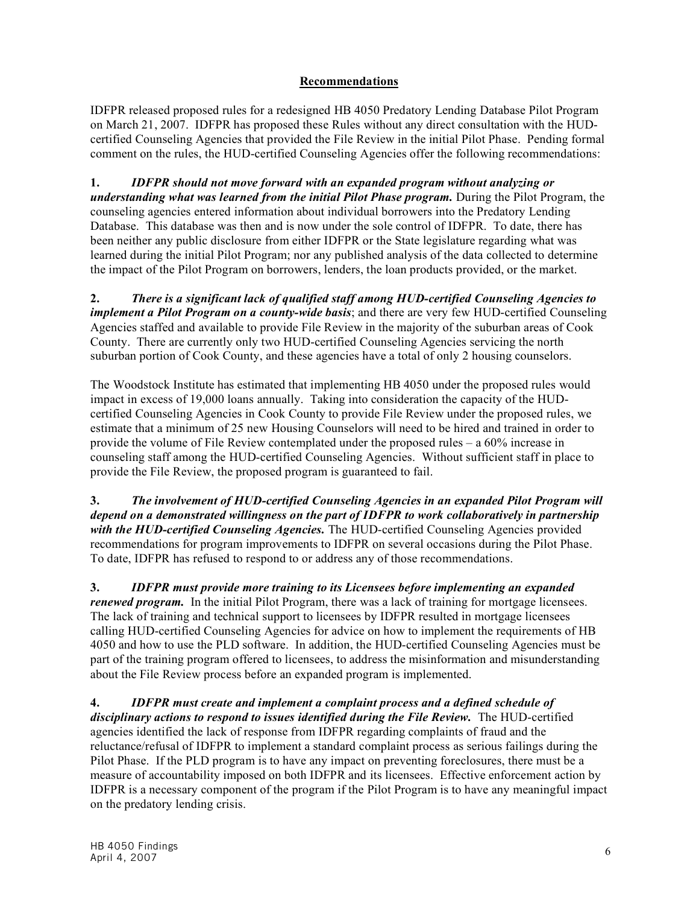## Recommendations

IDFPR released proposed rules for a redesigned HB 4050 Predatory Lending Database Pilot Program on March 21, 2007. IDFPR has proposed these Rules without any direct consultation with the HUD-certified Counseling Agencies that provided the File Review in the initial Pilot Phase. Pending formal comment on the rules, the HUD-certified Counseling Agencies offer the following recommendations:

**1.** ***IDFPR should not move forward with an expanded program without analyzing or understanding what was learned from the initial Pilot Phase program.*** During the Pilot Program, the counseling agencies entered information about individual borrowers into the Predatory Lending Database. This database was then and is now under the sole control of IDFPR. To date, there has been neither any public disclosure from either IDFPR or the State legislature regarding what was learned during the initial Pilot Program; nor any published analysis of the data collected to determine the impact of the Pilot Program on borrowers, lenders, the loan products provided, or the market.

**2.** ***There is a significant lack of qualified staff among HUD-certified Counseling Agencies to implement a Pilot Program on a county-wide basis***; and there are very few HUD-certified Counseling Agencies staffed and available to provide File Review in the majority of the suburban areas of Cook County. There are currently only two HUD-certified Counseling Agencies servicing the north suburban portion of Cook County, and these agencies have a total of only 2 housing counselors.

The Woodstock Institute has estimated that implementing HB 4050 under the proposed rules would impact in excess of 19,000 loans annually. Taking into consideration the capacity of the HUD-certified Counseling Agencies in Cook County to provide File Review under the proposed rules, we estimate that a minimum of 25 new Housing Counselors will need to be hired and trained in order to provide the volume of File Review contemplated under the proposed rules – a 60% increase in counseling staff among the HUD-certified Counseling Agencies. Without sufficient staff in place to provide the File Review, the proposed program is guaranteed to fail.

**3.** ***The involvement of HUD-certified Counseling Agencies in an expanded Pilot Program will depend on a demonstrated willingness on the part of IDFPR to work collaboratively in partnership with the HUD-certified Counseling Agencies.*** The HUD-certified Counseling Agencies provided recommendations for program improvements to IDFPR on several occasions during the Pilot Phase. To date, IDFPR has refused to respond to or address any of those recommendations.

**3.** ***IDFPR must provide more training to its Licensees before implementing an expanded renewed program.*** In the initial Pilot Program, there was a lack of training for mortgage licensees. The lack of training and technical support to licensees by IDFPR resulted in mortgage licensees calling HUD-certified Counseling Agencies for advice on how to implement the requirements of HB 4050 and how to use the PLD software. In addition, the HUD-certified Counseling Agencies must be part of the training program offered to licensees, to address the misinformation and misunderstanding about the File Review process before an expanded program is implemented.

**4.** ***IDFPR must create and implement a complaint process and a defined schedule of disciplinary actions to respond to issues identified during the File Review.*** The HUD-certified agencies identified the lack of response from IDFPR regarding complaints of fraud and the reluctance/refusal of IDFPR to implement a standard complaint process as serious failings during the Pilot Phase. If the PLD program is to have any impact on preventing foreclosures, there must be a measure of accountability imposed on both IDFPR and its licensees. Effective enforcement action by IDFPR is a necessary component of the program if the Pilot Program is to have any meaningful impact on the predatory lending crisis.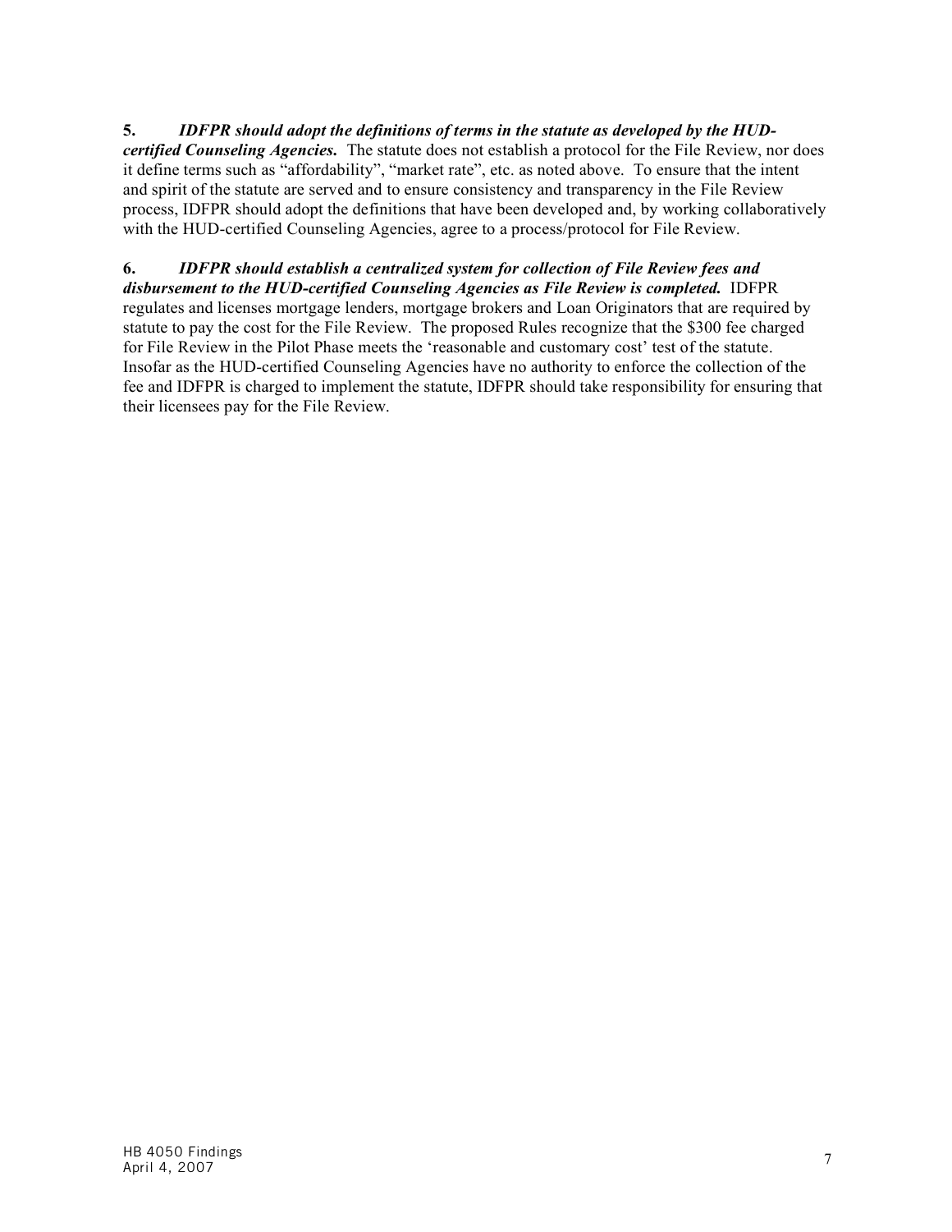**5.** ***IDFPR should adopt the definitions of terms in the statute as developed by the HUD-certified Counseling Agencies.*** The statute does not establish a protocol for the File Review, nor does it define terms such as "affordability", "market rate", etc. as noted above. To ensure that the intent and spirit of the statute are served and to ensure consistency and transparency in the File Review process, IDFPR should adopt the definitions that have been developed and, by working collaboratively with the HUD-certified Counseling Agencies, agree to a process/protocol for File Review.

**6.** ***IDFPR should establish a centralized system for collection of File Review fees and disbursement to the HUD-certified Counseling Agencies as File Review is completed.*** IDFPR regulates and licenses mortgage lenders, mortgage brokers and Loan Originators that are required by statute to pay the cost for the File Review. The proposed Rules recognize that the $300 fee charged for File Review in the Pilot Phase meets the 'reasonable and customary cost' test of the statute. Insofar as the HUD-certified Counseling Agencies have no authority to enforce the collection of the fee and IDFPR is charged to implement the statute, IDFPR should take responsibility for ensuring that their licensees pay for the File Review.